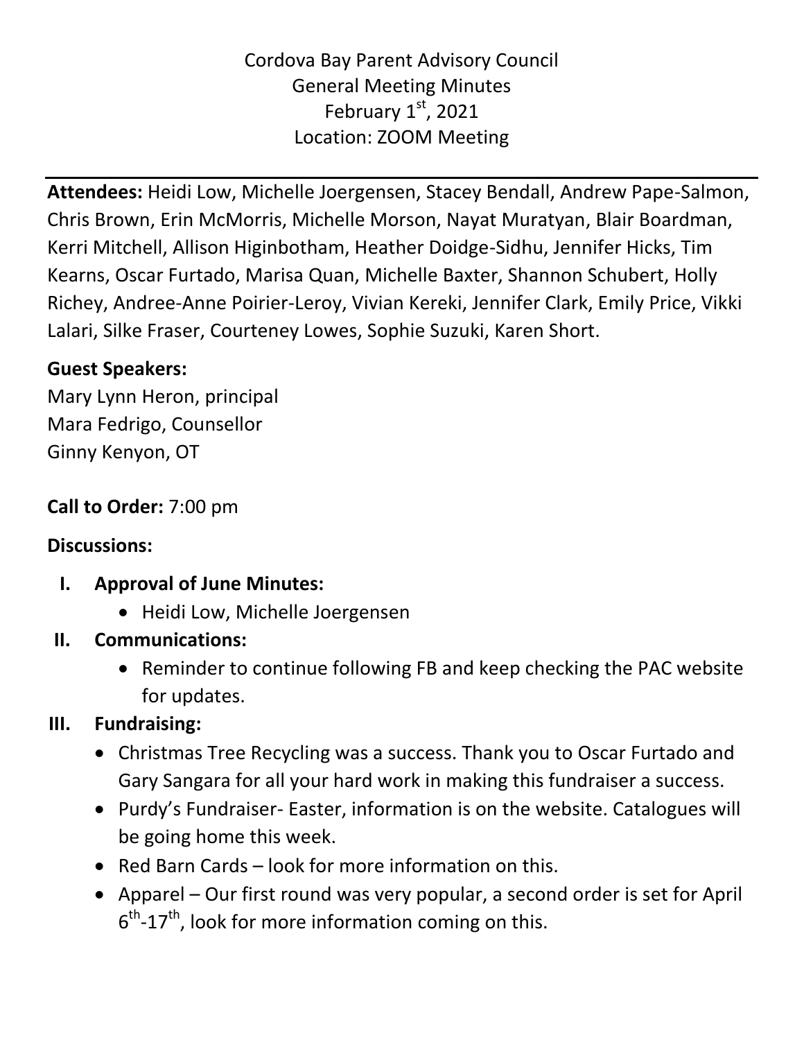Cordova Bay Parent Advisory Council
General Meeting Minutes
February 1st, 2021
Location: ZOOM Meeting

---

**Attendees:** Heidi Low, Michelle Joergensen, Stacey Bendall, Andrew Pape-Salmon, Chris Brown, Erin McMorris, Michelle Morson, Nayat Muratyan, Blair Boardman, Kerri Mitchell, Allison Higinbotham, Heather Doidge-Sidhu, Jennifer Hicks, Tim Kearns, Oscar Furtado, Marisa Quan, Michelle Baxter, Shannon Schubert, Holly Richey, Andree-Anne Poirier-Leroy, Vivian Kereki, Jennifer Clark, Emily Price, Vikki Lalari, Silke Fraser, Courteney Lowes, Sophie Suzuki, Karen Short.

**Guest Speakers:**
Mary Lynn Heron, principal
Mara Fedrigo, Counsellor
Ginny Kenyon, OT

**Call to Order:** 7:00 pm

**Discussions:**

I. **Approval of June Minutes:**
   - Heidi Low, Michelle Joergensen

II. **Communications:**
   - Reminder to continue following FB and keep checking the PAC website for updates.

III. **Fundraising:**
   - Christmas Tree Recycling was a success. Thank you to Oscar Furtado and Gary Sangara for all your hard work in making this fundraiser a success.
   - Purdy's Fundraiser- Easter, information is on the website. Catalogues will be going home this week.
   - Red Barn Cards – look for more information on this.
   - Apparel – Our first round was very popular, a second order is set for April 6th-17th, look for more information coming on this.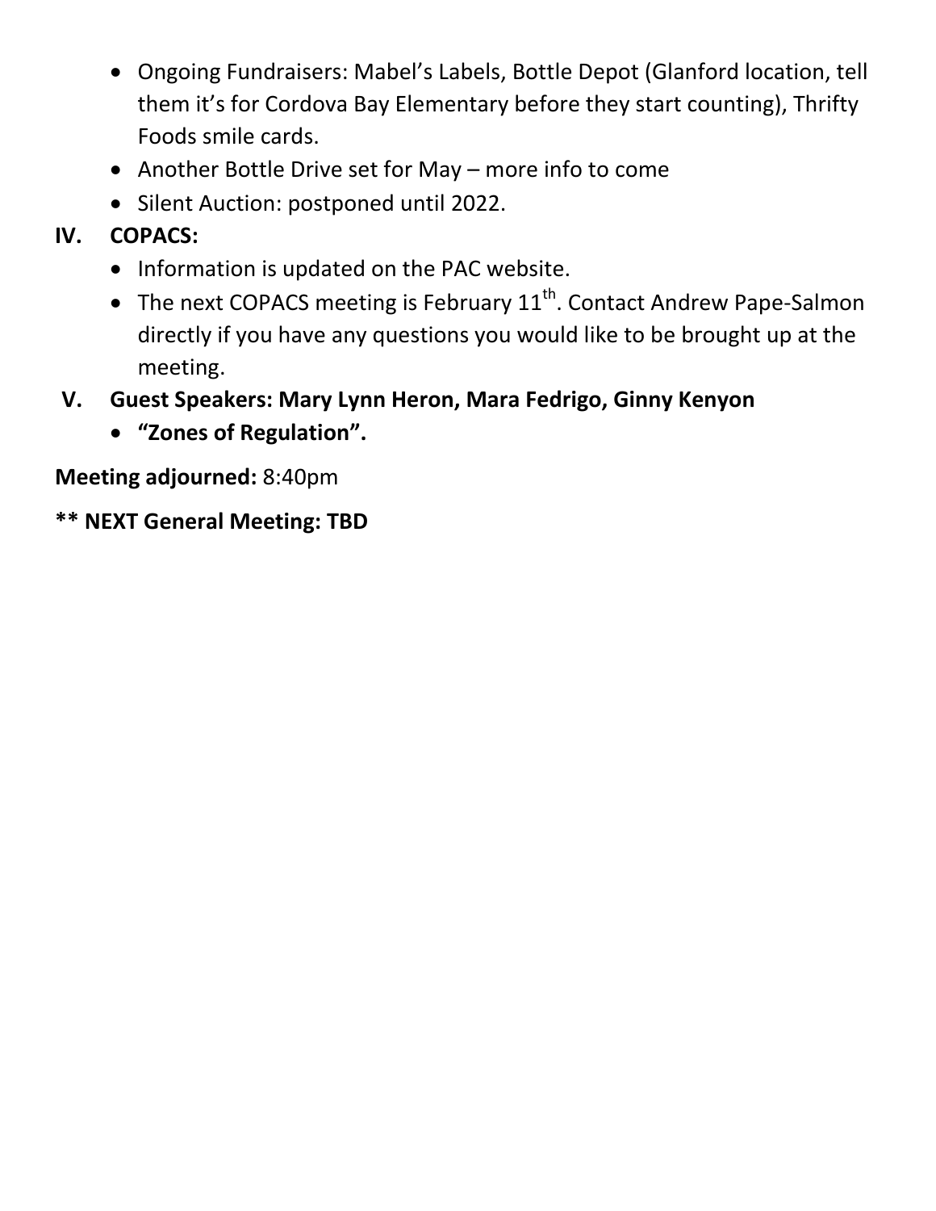- Ongoing Fundraisers: Mabel's Labels, Bottle Depot (Glanford location, tell them it's for Cordova Bay Elementary before they start counting), Thrifty Foods smile cards.
- Another Bottle Drive set for May – more info to come
- Silent Auction: postponed until 2022.

**IV. COPACS:**

- Information is updated on the PAC website.
- The next COPACS meeting is February 11th. Contact Andrew Pape-Salmon directly if you have any questions you would like to be brought up at the meeting.

**V. Guest Speakers: Mary Lynn Heron, Mara Fedrigo, Ginny Kenyon**

- **"Zones of Regulation".**

**Meeting adjourned:** 8:40pm

**** NEXT General Meeting: TBD**